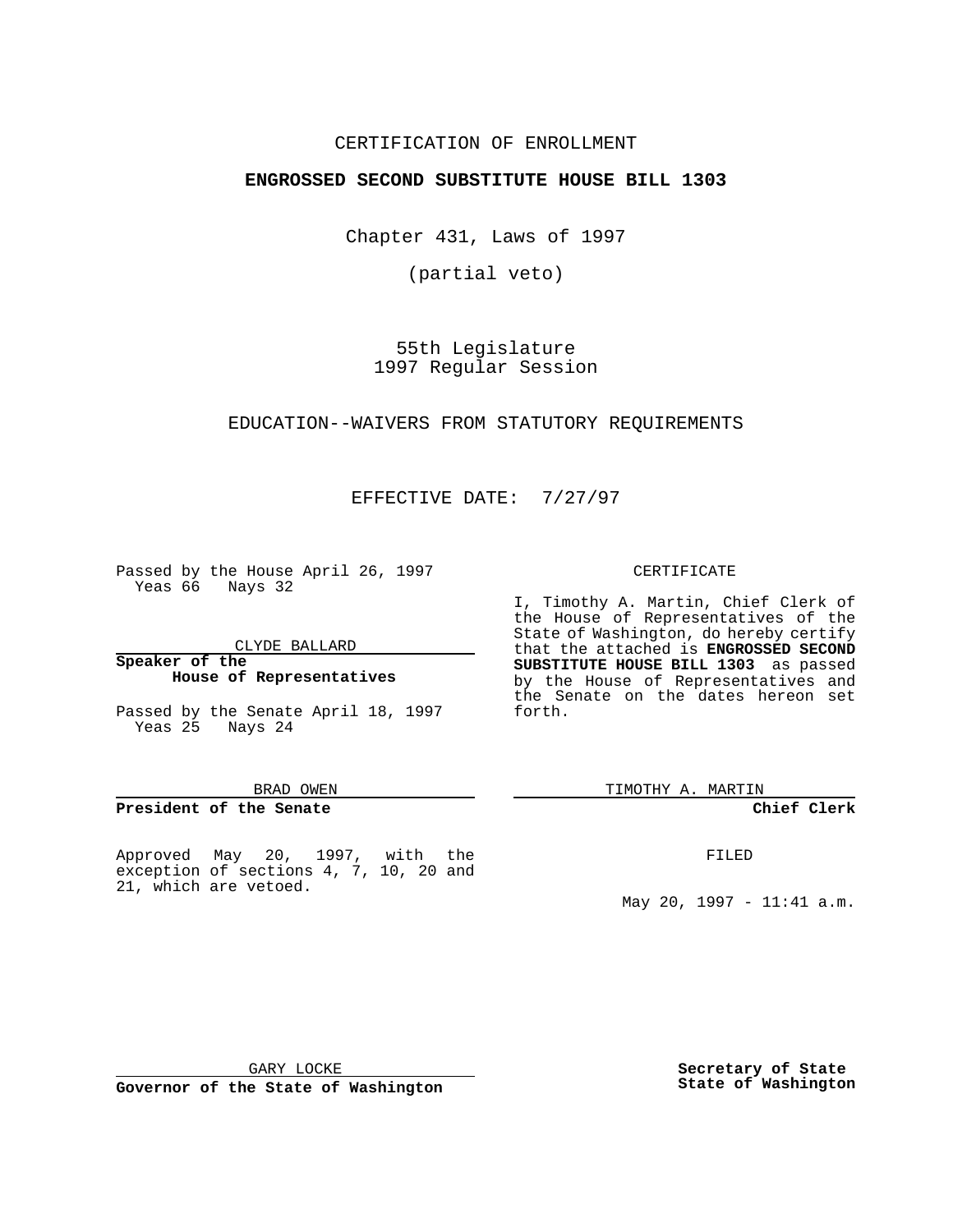CERTIFICATION OF ENROLLMENT

**ENGROSSED SECOND SUBSTITUTE HOUSE BILL 1303**

Chapter 431, Laws of 1997

(partial veto)

55th Legislature
1997 Regular Session

EDUCATION--WAIVERS FROM STATUTORY REQUIREMENTS

EFFECTIVE DATE: 7/27/97

Passed by the House April 26, 1997
Yeas 66 Nays 32

CLYDE BALLARD

**Speaker of the House of Representatives**

Passed by the Senate April 18, 1997
Yeas 25 Nays 24

BRAD OWEN

**President of the Senate**

Approved May 20, 1997, with the exception of sections 4, 7, 10, 20 and 21, which are vetoed.

GARY LOCKE

**Governor of the State of Washington**

CERTIFICATE

I, Timothy A. Martin, Chief Clerk of the House of Representatives of the State of Washington, do hereby certify that the attached is **ENGROSSED SECOND SUBSTITUTE HOUSE BILL 1303** as passed by the House of Representatives and the Senate on the dates hereon set forth.

TIMOTHY A. MARTIN

**Chief Clerk**

FILED

May 20, 1997 - 11:41 a.m.

**Secretary of State**
**State of Washington**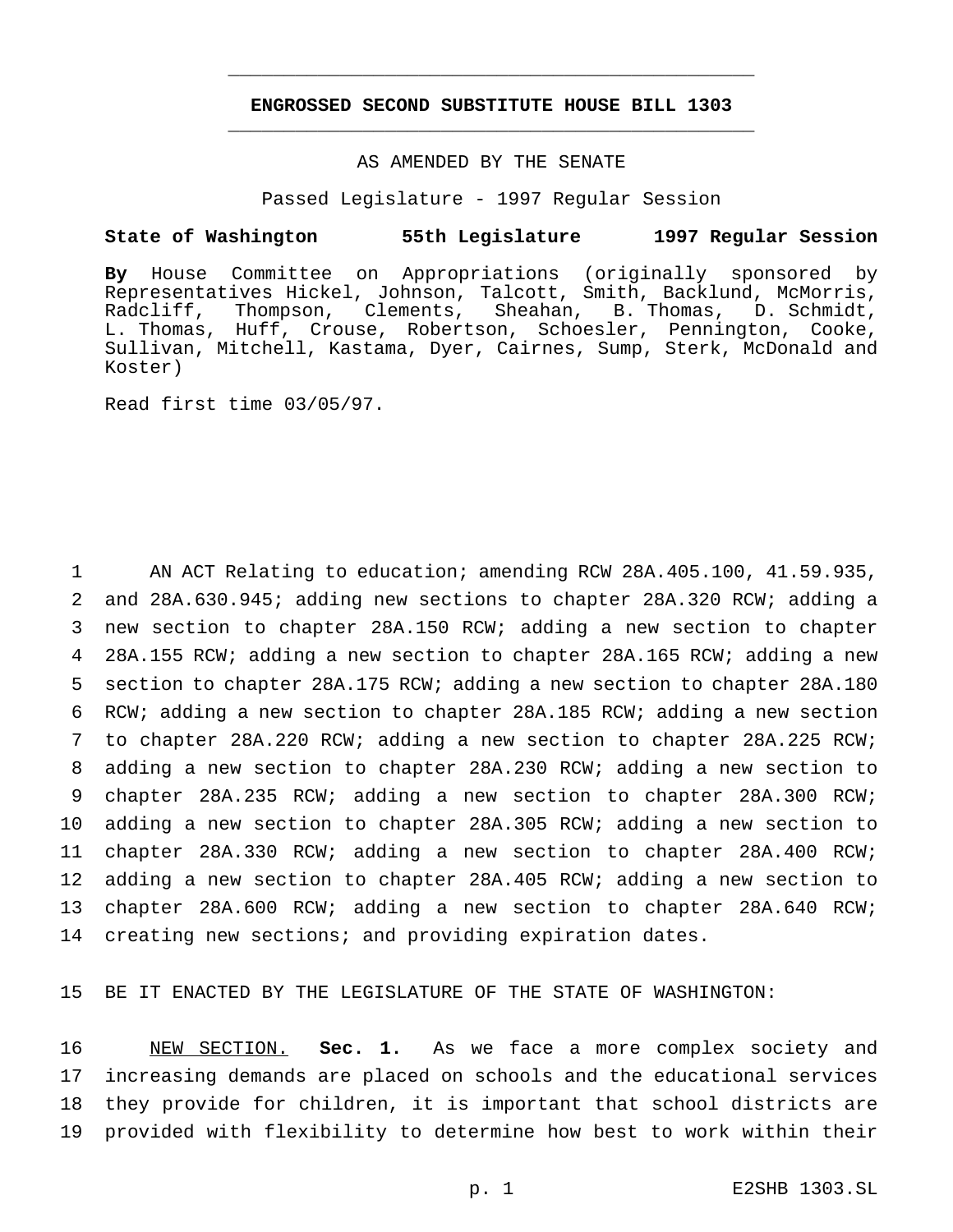# ENGROSSED SECOND SUBSTITUTE HOUSE BILL 1303

AS AMENDED BY THE SENATE

Passed Legislature - 1997 Regular Session

**State of Washington 55th Legislature 1997 Regular Session**

**By** House Committee on Appropriations (originally sponsored by Representatives Hickel, Johnson, Talcott, Smith, Backlund, McMorris, Radcliff, Thompson, Clements, Sheahan, B. Thomas, D. Schmidt, L. Thomas, Huff, Crouse, Robertson, Schoesler, Pennington, Cooke, Sullivan, Mitchell, Kastama, Dyer, Cairnes, Sump, Sterk, McDonald and Koster)

Read first time 03/05/97.

AN ACT Relating to education; amending RCW 28A.405.100, 41.59.935, and 28A.630.945; adding new sections to chapter 28A.320 RCW; adding a new section to chapter 28A.150 RCW; adding a new section to chapter 28A.155 RCW; adding a new section to chapter 28A.165 RCW; adding a new section to chapter 28A.175 RCW; adding a new section to chapter 28A.180 RCW; adding a new section to chapter 28A.185 RCW; adding a new section to chapter 28A.220 RCW; adding a new section to chapter 28A.225 RCW; adding a new section to chapter 28A.230 RCW; adding a new section to chapter 28A.235 RCW; adding a new section to chapter 28A.300 RCW; adding a new section to chapter 28A.305 RCW; adding a new section to chapter 28A.330 RCW; adding a new section to chapter 28A.400 RCW; adding a new section to chapter 28A.405 RCW; adding a new section to chapter 28A.600 RCW; adding a new section to chapter 28A.640 RCW; creating new sections; and providing expiration dates.

BE IT ENACTED BY THE LEGISLATURE OF THE STATE OF WASHINGTON:

NEW SECTION. **Sec. 1.** As we face a more complex society and increasing demands are placed on schools and the educational services they provide for children, it is important that school districts are provided with flexibility to determine how best to work within their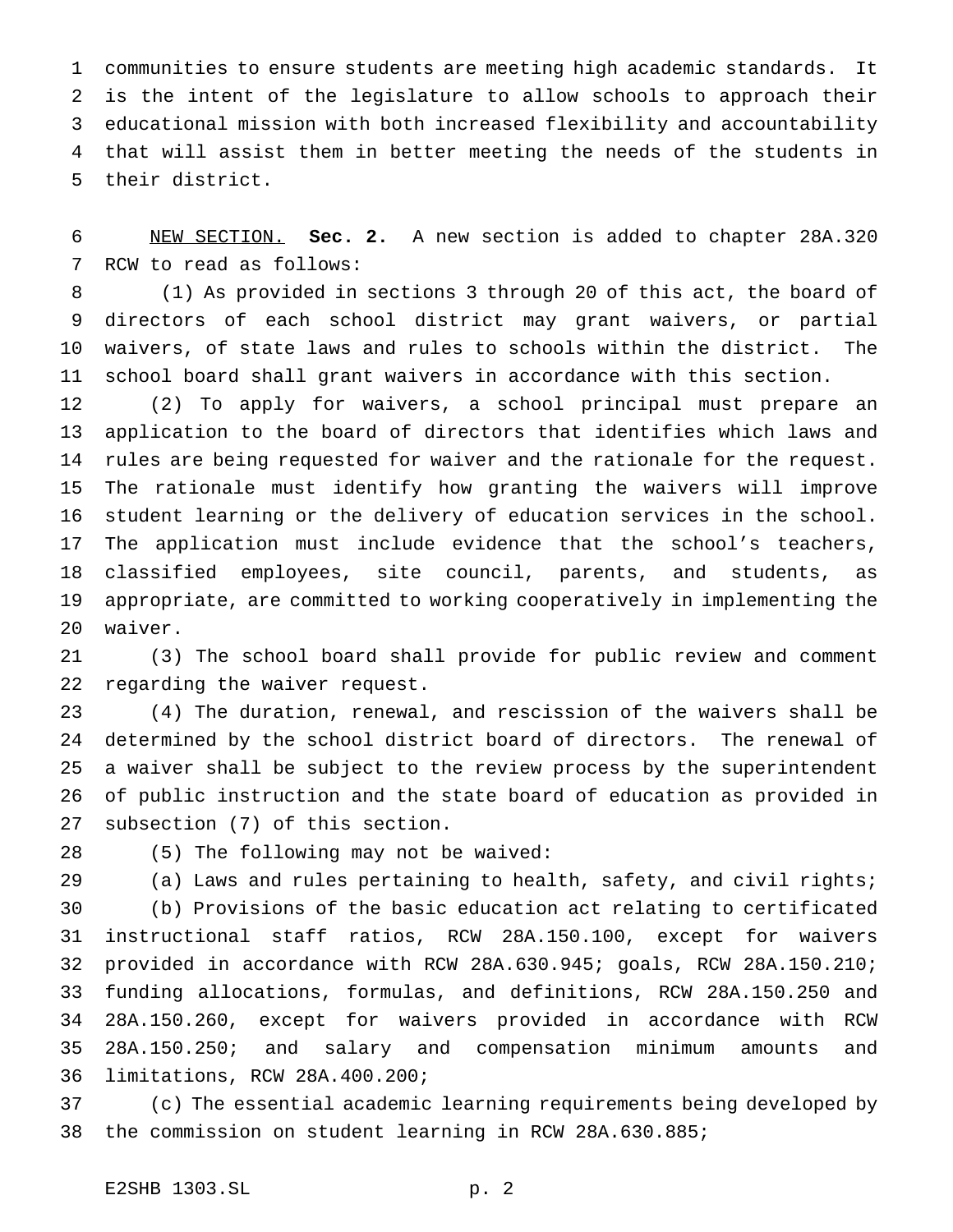communities to ensure students are meeting high academic standards. It is the intent of the legislature to allow schools to approach their educational mission with both increased flexibility and accountability that will assist them in better meeting the needs of the students in their district.

NEW SECTION. **Sec. 2.** A new section is added to chapter 28A.320 RCW to read as follows:

(1) As provided in sections 3 through 20 of this act, the board of directors of each school district may grant waivers, or partial waivers, of state laws and rules to schools within the district. The school board shall grant waivers in accordance with this section.

(2) To apply for waivers, a school principal must prepare an application to the board of directors that identifies which laws and rules are being requested for waiver and the rationale for the request. The rationale must identify how granting the waivers will improve student learning or the delivery of education services in the school. The application must include evidence that the school's teachers, classified employees, site council, parents, and students, as appropriate, are committed to working cooperatively in implementing the waiver.

(3) The school board shall provide for public review and comment regarding the waiver request.

(4) The duration, renewal, and rescission of the waivers shall be determined by the school district board of directors. The renewal of a waiver shall be subject to the review process by the superintendent of public instruction and the state board of education as provided in subsection (7) of this section.

(5) The following may not be waived:

(a) Laws and rules pertaining to health, safety, and civil rights;

(b) Provisions of the basic education act relating to certificated instructional staff ratios, RCW 28A.150.100, except for waivers provided in accordance with RCW 28A.630.945; goals, RCW 28A.150.210; funding allocations, formulas, and definitions, RCW 28A.150.250 and 28A.150.260, except for waivers provided in accordance with RCW 28A.150.250; and salary and compensation minimum amounts and limitations, RCW 28A.400.200;

(c) The essential academic learning requirements being developed by the commission on student learning in RCW 28A.630.885;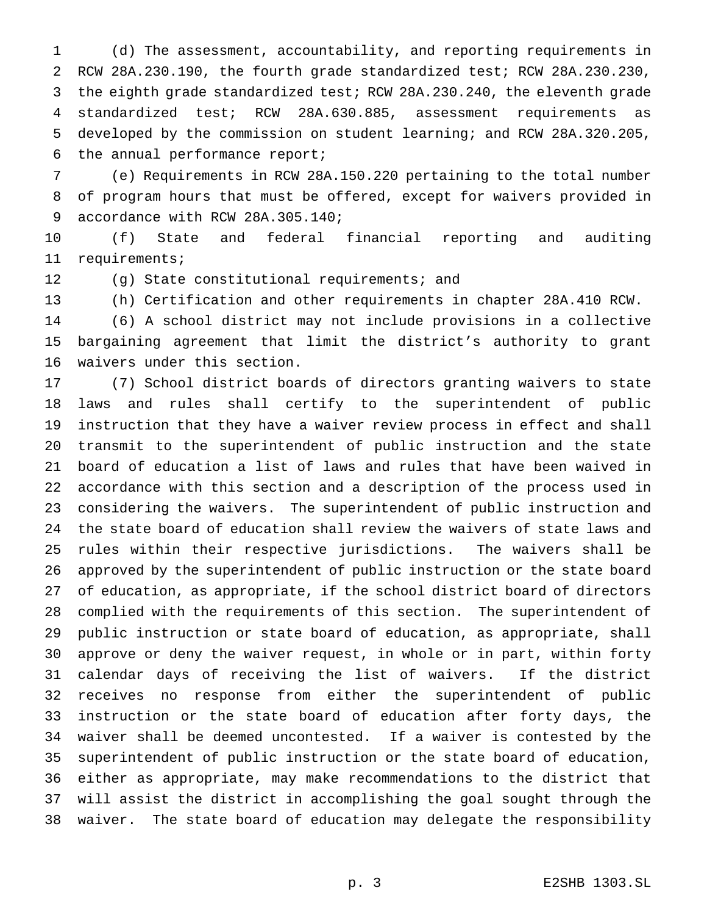(d) The assessment, accountability, and reporting requirements in RCW 28A.230.190, the fourth grade standardized test; RCW 28A.230.230, the eighth grade standardized test; RCW 28A.230.240, the eleventh grade standardized test; RCW 28A.630.885, assessment requirements as developed by the commission on student learning; and RCW 28A.320.205, the annual performance report;

(e) Requirements in RCW 28A.150.220 pertaining to the total number of program hours that must be offered, except for waivers provided in accordance with RCW 28A.305.140;

(f) State and federal financial reporting and auditing requirements;

(g) State constitutional requirements; and

(h) Certification and other requirements in chapter 28A.410 RCW.

(6) A school district may not include provisions in a collective bargaining agreement that limit the district's authority to grant waivers under this section.

(7) School district boards of directors granting waivers to state laws and rules shall certify to the superintendent of public instruction that they have a waiver review process in effect and shall transmit to the superintendent of public instruction and the state board of education a list of laws and rules that have been waived in accordance with this section and a description of the process used in considering the waivers. The superintendent of public instruction and the state board of education shall review the waivers of state laws and rules within their respective jurisdictions. The waivers shall be approved by the superintendent of public instruction or the state board of education, as appropriate, if the school district board of directors complied with the requirements of this section. The superintendent of public instruction or state board of education, as appropriate, shall approve or deny the waiver request, in whole or in part, within forty calendar days of receiving the list of waivers. If the district receives no response from either the superintendent of public instruction or the state board of education after forty days, the waiver shall be deemed uncontested. If a waiver is contested by the superintendent of public instruction or the state board of education, either as appropriate, may make recommendations to the district that will assist the district in accomplishing the goal sought through the waiver. The state board of education may delegate the responsibility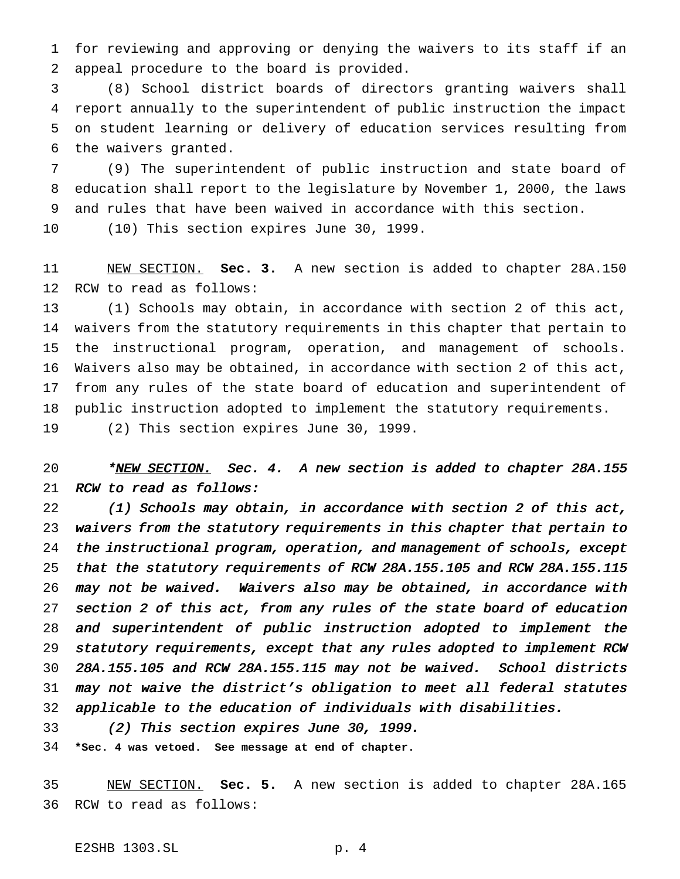for reviewing and approving or denying the waivers to its staff if an appeal procedure to the board is provided.

(8) School district boards of directors granting waivers shall report annually to the superintendent of public instruction the impact on student learning or delivery of education services resulting from the waivers granted.

(9) The superintendent of public instruction and state board of education shall report to the legislature by November 1, 2000, the laws and rules that have been waived in accordance with this section.

(10) This section expires June 30, 1999.

NEW SECTION. **Sec. 3.** A new section is added to chapter 28A.150 RCW to read as follows:

(1) Schools may obtain, in accordance with section 2 of this act, waivers from the statutory requirements in this chapter that pertain to the instructional program, operation, and management of schools. Waivers also may be obtained, in accordance with section 2 of this act, from any rules of the state board of education and superintendent of public instruction adopted to implement the statutory requirements.

(2) This section expires June 30, 1999.

*\*NEW SECTION. Sec. 4. A new section is added to chapter 28A.155 RCW to read as follows:*

*(1) Schools may obtain, in accordance with section 2 of this act, waivers from the statutory requirements in this chapter that pertain to the instructional program, operation, and management of schools, except that the statutory requirements of RCW 28A.155.105 and RCW 28A.155.115 may not be waived. Waivers also may be obtained, in accordance with section 2 of this act, from any rules of the state board of education and superintendent of public instruction adopted to implement the statutory requirements, except that any rules adopted to implement RCW 28A.155.105 and RCW 28A.155.115 may not be waived. School districts may not waive the district's obligation to meet all federal statutes applicable to the education of individuals with disabilities.*

*(2) This section expires June 30, 1999.*

**\*Sec. 4 was vetoed. See message at end of chapter.**

NEW SECTION. **Sec. 5.** A new section is added to chapter 28A.165 RCW to read as follows: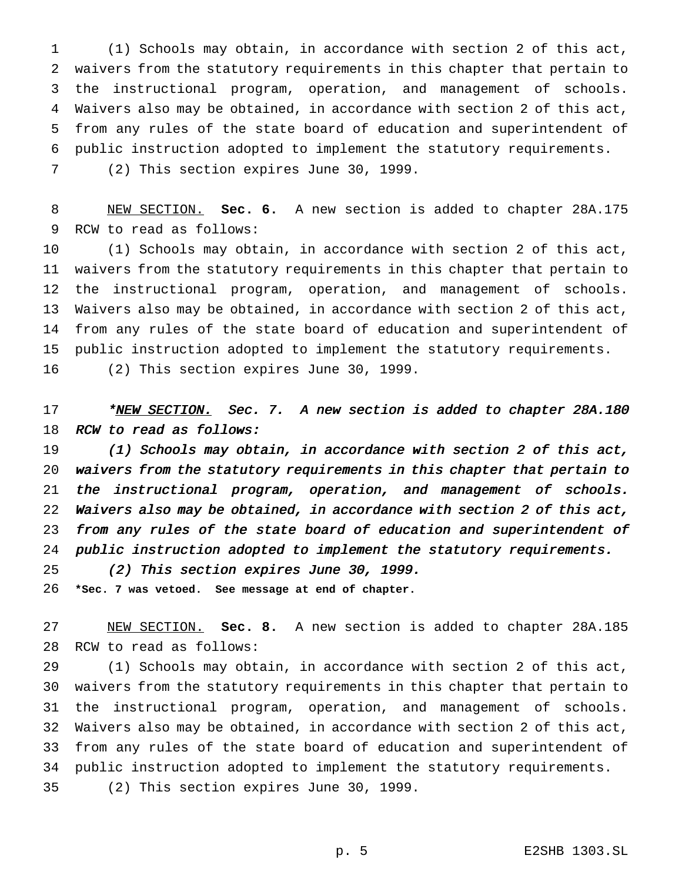(1) Schools may obtain, in accordance with section 2 of this act, waivers from the statutory requirements in this chapter that pertain to the instructional program, operation, and management of schools. Waivers also may be obtained, in accordance with section 2 of this act, from any rules of the state board of education and superintendent of public instruction adopted to implement the statutory requirements.

(2) This section expires June 30, 1999.

NEW SECTION. **Sec. 6.** A new section is added to chapter 28A.175 RCW to read as follows:

(1) Schools may obtain, in accordance with section 2 of this act, waivers from the statutory requirements in this chapter that pertain to the instructional program, operation, and management of schools. Waivers also may be obtained, in accordance with section 2 of this act, from any rules of the state board of education and superintendent of public instruction adopted to implement the statutory requirements.

(2) This section expires June 30, 1999.

**_*NEW SECTION. Sec. 7. A new section is added to chapter 28A.180 RCW to read as follows:_**

**_(1) Schools may obtain, in accordance with section 2 of this act, waivers from the statutory requirements in this chapter that pertain to the instructional program, operation, and management of schools. Waivers also may be obtained, in accordance with section 2 of this act, from any rules of the state board of education and superintendent of public instruction adopted to implement the statutory requirements._**

**_(2) This section expires June 30, 1999._**

**\*Sec. 7 was vetoed. See message at end of chapter.**

NEW SECTION. **Sec. 8.** A new section is added to chapter 28A.185 RCW to read as follows:

(1) Schools may obtain, in accordance with section 2 of this act, waivers from the statutory requirements in this chapter that pertain to the instructional program, operation, and management of schools. Waivers also may be obtained, in accordance with section 2 of this act, from any rules of the state board of education and superintendent of public instruction adopted to implement the statutory requirements.

(2) This section expires June 30, 1999.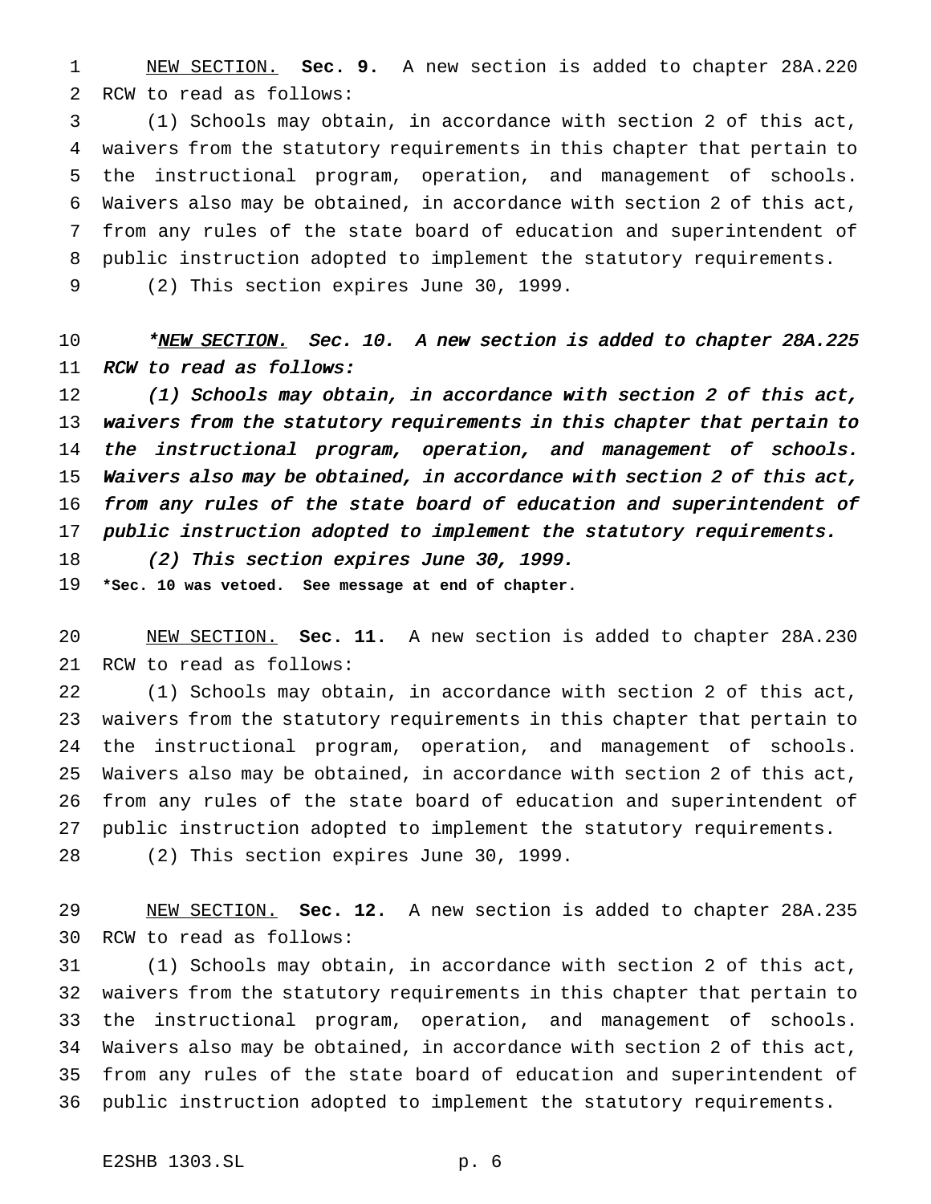NEW SECTION. **Sec. 9.** A new section is added to chapter 28A.220 RCW to read as follows:

(1) Schools may obtain, in accordance with section 2 of this act, waivers from the statutory requirements in this chapter that pertain to the instructional program, operation, and management of schools. Waivers also may be obtained, in accordance with section 2 of this act, from any rules of the state board of education and superintendent of public instruction adopted to implement the statutory requirements.

(2) This section expires June 30, 1999.

**\****NEW SECTION.* ***Sec. 10.*** *A new section is added to chapter 28A.225 RCW to read as follows:*

*(1) Schools may obtain, in accordance with section 2 of this act, waivers from the statutory requirements in this chapter that pertain to the instructional program, operation, and management of schools. Waivers also may be obtained, in accordance with section 2 of this act, from any rules of the state board of education and superintendent of public instruction adopted to implement the statutory requirements.*

*(2) This section expires June 30, 1999.*

**\*Sec. 10 was vetoed. See message at end of chapter.**

NEW SECTION. **Sec. 11.** A new section is added to chapter 28A.230 RCW to read as follows:

(1) Schools may obtain, in accordance with section 2 of this act, waivers from the statutory requirements in this chapter that pertain to the instructional program, operation, and management of schools. Waivers also may be obtained, in accordance with section 2 of this act, from any rules of the state board of education and superintendent of public instruction adopted to implement the statutory requirements.

(2) This section expires June 30, 1999.

NEW SECTION. **Sec. 12.** A new section is added to chapter 28A.235 RCW to read as follows:

(1) Schools may obtain, in accordance with section 2 of this act, waivers from the statutory requirements in this chapter that pertain to the instructional program, operation, and management of schools. Waivers also may be obtained, in accordance with section 2 of this act, from any rules of the state board of education and superintendent of public instruction adopted to implement the statutory requirements.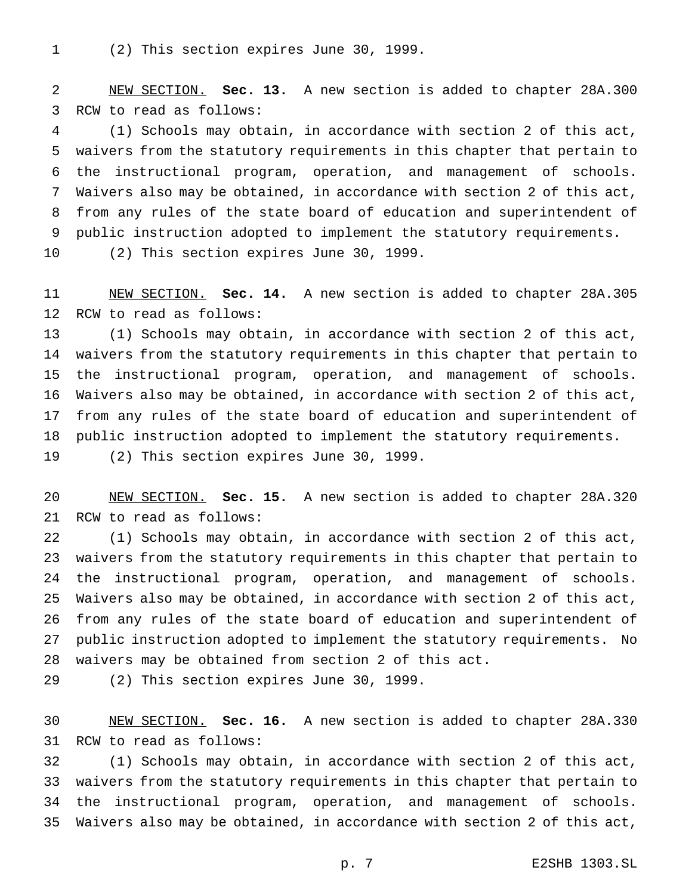(2) This section expires June 30, 1999.

NEW SECTION. **Sec. 13.** A new section is added to chapter 28A.300 RCW to read as follows:

(1) Schools may obtain, in accordance with section 2 of this act, waivers from the statutory requirements in this chapter that pertain to the instructional program, operation, and management of schools. Waivers also may be obtained, in accordance with section 2 of this act, from any rules of the state board of education and superintendent of public instruction adopted to implement the statutory requirements.

(2) This section expires June 30, 1999.

NEW SECTION. **Sec. 14.** A new section is added to chapter 28A.305 RCW to read as follows:

(1) Schools may obtain, in accordance with section 2 of this act, waivers from the statutory requirements in this chapter that pertain to the instructional program, operation, and management of schools. Waivers also may be obtained, in accordance with section 2 of this act, from any rules of the state board of education and superintendent of public instruction adopted to implement the statutory requirements.

(2) This section expires June 30, 1999.

NEW SECTION. **Sec. 15.** A new section is added to chapter 28A.320 RCW to read as follows:

(1) Schools may obtain, in accordance with section 2 of this act, waivers from the statutory requirements in this chapter that pertain to the instructional program, operation, and management of schools. Waivers also may be obtained, in accordance with section 2 of this act, from any rules of the state board of education and superintendent of public instruction adopted to implement the statutory requirements. No waivers may be obtained from section 2 of this act.

(2) This section expires June 30, 1999.

NEW SECTION. **Sec. 16.** A new section is added to chapter 28A.330 RCW to read as follows:

(1) Schools may obtain, in accordance with section 2 of this act, waivers from the statutory requirements in this chapter that pertain to the instructional program, operation, and management of schools. Waivers also may be obtained, in accordance with section 2 of this act,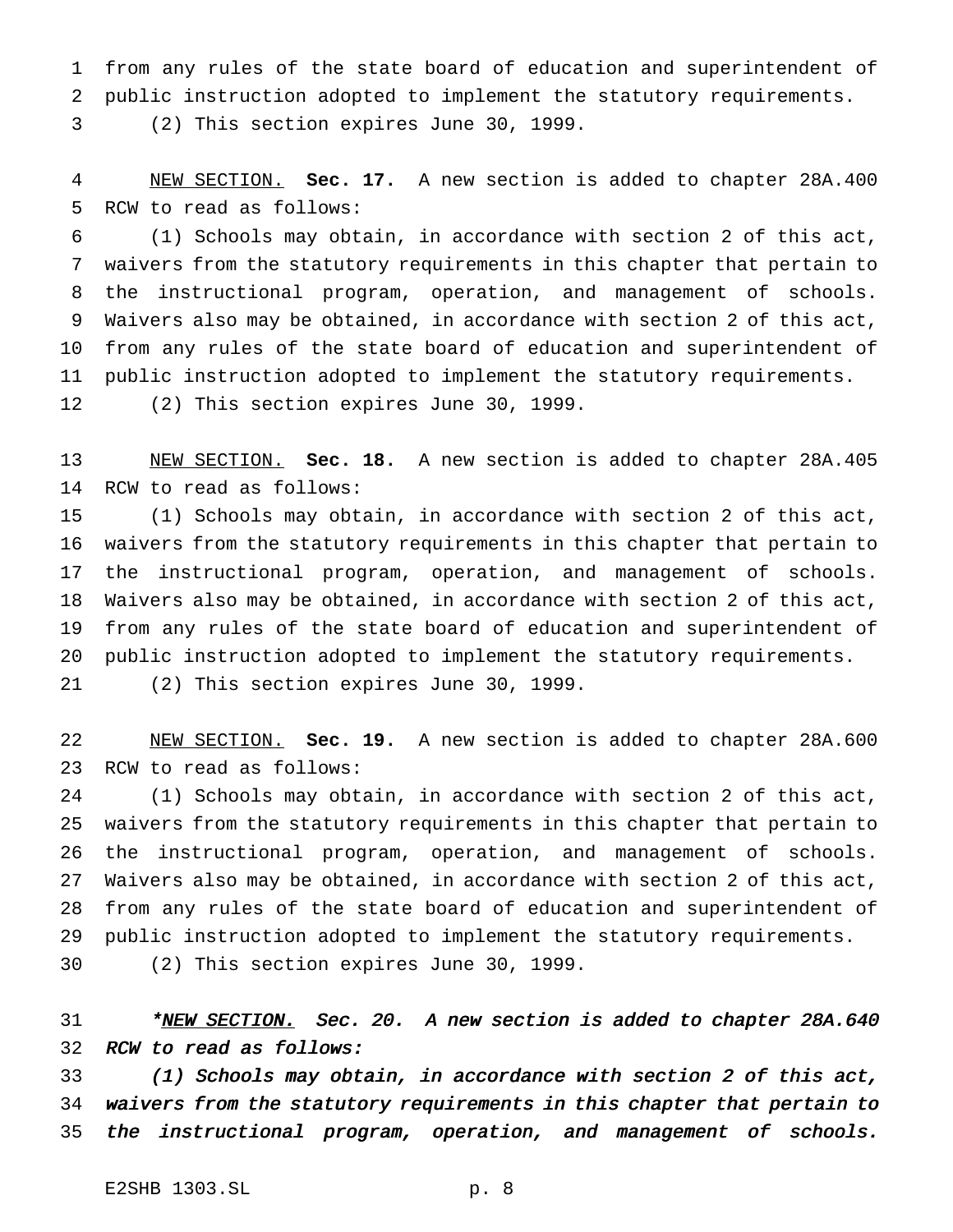from any rules of the state board of education and superintendent of public instruction adopted to implement the statutory requirements.

(2) This section expires June 30, 1999.

NEW SECTION. **Sec. 17.** A new section is added to chapter 28A.400 RCW to read as follows:

(1) Schools may obtain, in accordance with section 2 of this act, waivers from the statutory requirements in this chapter that pertain to the instructional program, operation, and management of schools. Waivers also may be obtained, in accordance with section 2 of this act, from any rules of the state board of education and superintendent of public instruction adopted to implement the statutory requirements.

(2) This section expires June 30, 1999.

NEW SECTION. **Sec. 18.** A new section is added to chapter 28A.405 RCW to read as follows:

(1) Schools may obtain, in accordance with section 2 of this act, waivers from the statutory requirements in this chapter that pertain to the instructional program, operation, and management of schools. Waivers also may be obtained, in accordance with section 2 of this act, from any rules of the state board of education and superintendent of public instruction adopted to implement the statutory requirements.

(2) This section expires June 30, 1999.

NEW SECTION. **Sec. 19.** A new section is added to chapter 28A.600 RCW to read as follows:

(1) Schools may obtain, in accordance with section 2 of this act, waivers from the statutory requirements in this chapter that pertain to the instructional program, operation, and management of schools. Waivers also may be obtained, in accordance with section 2 of this act, from any rules of the state board of education and superintendent of public instruction adopted to implement the statutory requirements.

(2) This section expires June 30, 1999.

*\*NEW SECTION. Sec. 20. A new section is added to chapter 28A.640 RCW to read as follows:*

*(1) Schools may obtain, in accordance with section 2 of this act, waivers from the statutory requirements in this chapter that pertain to the instructional program, operation, and management of schools.*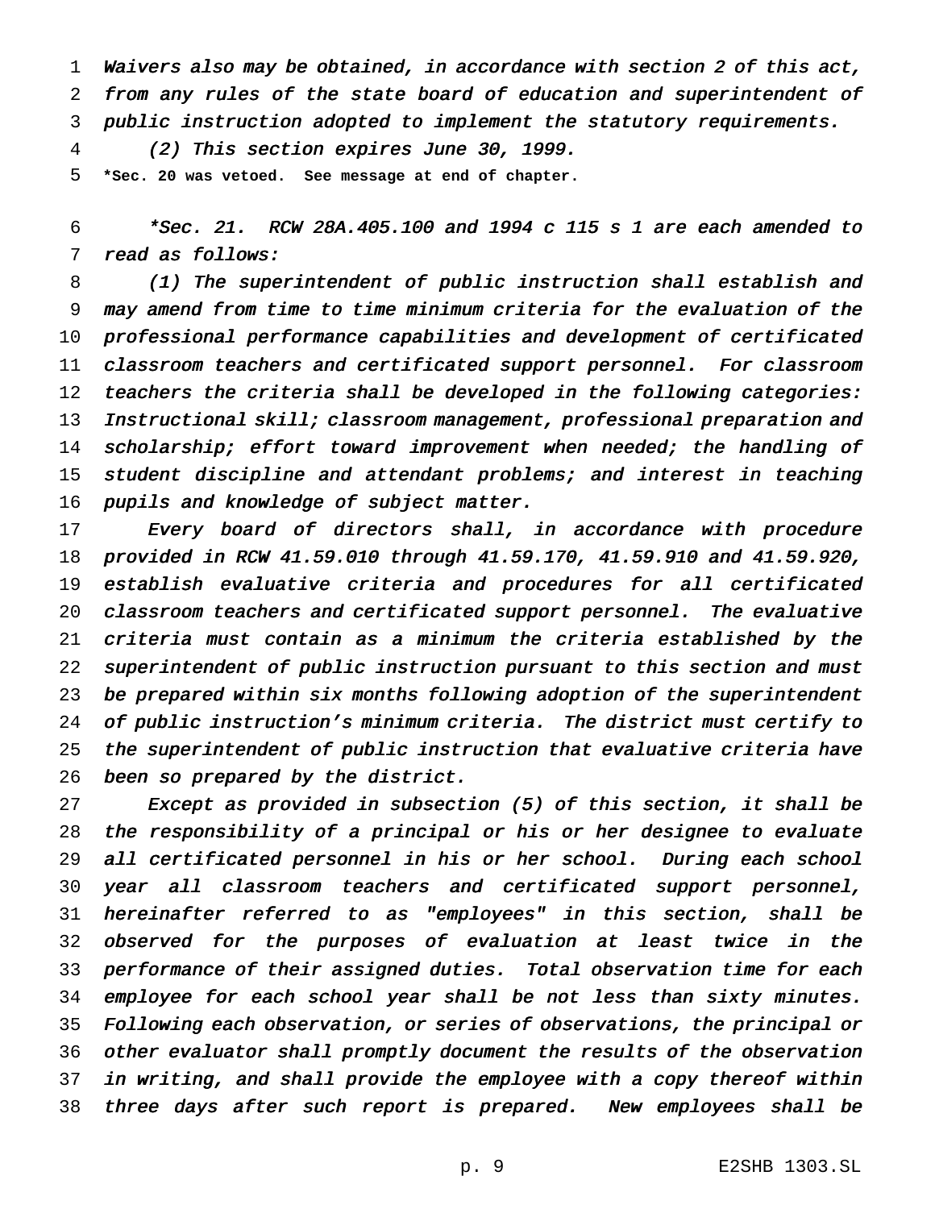*Waivers also may be obtained, in accordance with section 2 of this act, from any rules of the state board of education and superintendent of public instruction adopted to implement the statutory requirements.*

*(2) This section expires June 30, 1999.*

**\*Sec. 20 was vetoed. See message at end of chapter.**

*\*Sec. 21. RCW 28A.405.100 and 1994 c 115 s 1 are each amended to read as follows:*

*(1) The superintendent of public instruction shall establish and may amend from time to time minimum criteria for the evaluation of the professional performance capabilities and development of certificated classroom teachers and certificated support personnel. For classroom teachers the criteria shall be developed in the following categories: Instructional skill; classroom management, professional preparation and scholarship; effort toward improvement when needed; the handling of student discipline and attendant problems; and interest in teaching pupils and knowledge of subject matter.*

*Every board of directors shall, in accordance with procedure provided in RCW 41.59.010 through 41.59.170, 41.59.910 and 41.59.920, establish evaluative criteria and procedures for all certificated classroom teachers and certificated support personnel. The evaluative criteria must contain as a minimum the criteria established by the superintendent of public instruction pursuant to this section and must be prepared within six months following adoption of the superintendent of public instruction's minimum criteria. The district must certify to the superintendent of public instruction that evaluative criteria have been so prepared by the district.*

*Except as provided in subsection (5) of this section, it shall be the responsibility of a principal or his or her designee to evaluate all certificated personnel in his or her school. During each school year all classroom teachers and certificated support personnel, hereinafter referred to as "employees" in this section, shall be observed for the purposes of evaluation at least twice in the performance of their assigned duties. Total observation time for each employee for each school year shall be not less than sixty minutes. Following each observation, or series of observations, the principal or other evaluator shall promptly document the results of the observation in writing, and shall provide the employee with a copy thereof within three days after such report is prepared. New employees shall be*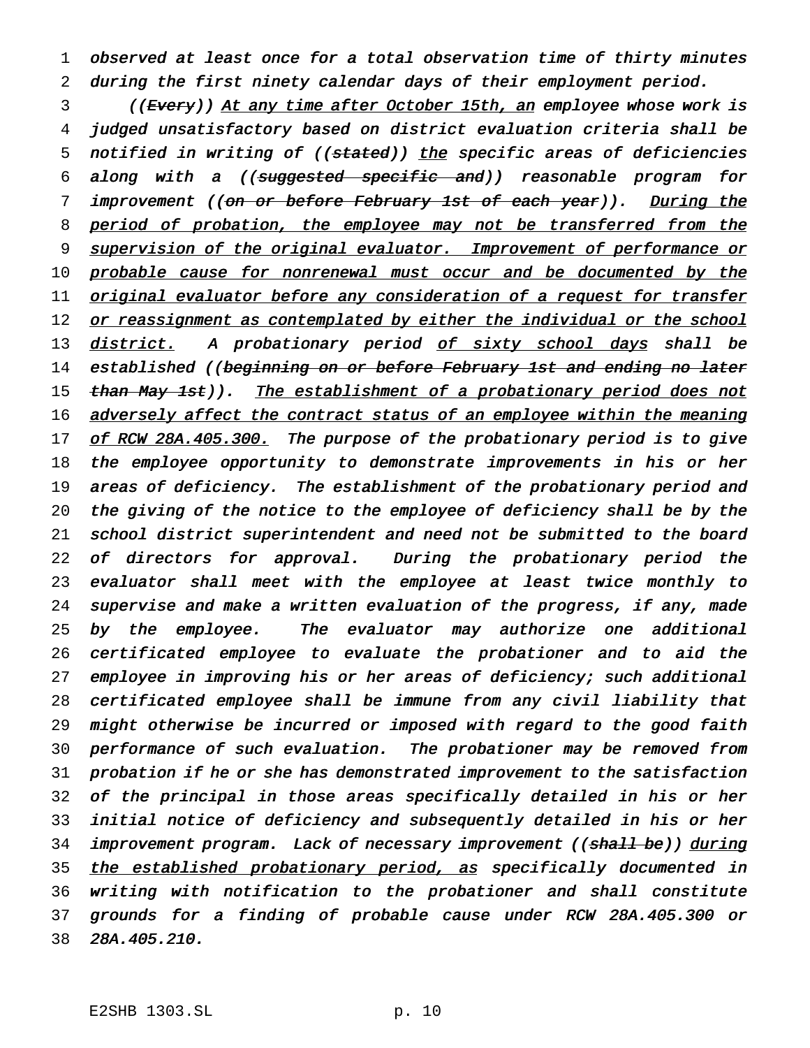observed at least once for a total observation time of thirty minutes during the first ninety calendar days of their employment period.

((~~Every~~)) At any time after October 15th, an employee whose work is judged unsatisfactory based on district evaluation criteria shall be notified in writing of ((~~stated~~)) the specific areas of deficiencies along with a ((~~suggested specific and~~)) reasonable program for improvement ((~~on or before February 1st of each year~~)). During the period of probation, the employee may not be transferred from the supervision of the original evaluator. Improvement of performance or probable cause for nonrenewal must occur and be documented by the original evaluator before any consideration of a request for transfer or reassignment as contemplated by either the individual or the school district. A probationary period of sixty school days shall be established ((~~beginning on or before February 1st and ending no later than May 1st~~)). The establishment of a probationary period does not adversely affect the contract status of an employee within the meaning of RCW 28A.405.300. The purpose of the probationary period is to give the employee opportunity to demonstrate improvements in his or her areas of deficiency. The establishment of the probationary period and the giving of the notice to the employee of deficiency shall be by the school district superintendent and need not be submitted to the board of directors for approval. During the probationary period the evaluator shall meet with the employee at least twice monthly to supervise and make a written evaluation of the progress, if any, made by the employee. The evaluator may authorize one additional certificated employee to evaluate the probationer and to aid the employee in improving his or her areas of deficiency; such additional certificated employee shall be immune from any civil liability that might otherwise be incurred or imposed with regard to the good faith performance of such evaluation. The probationer may be removed from probation if he or she has demonstrated improvement to the satisfaction of the principal in those areas specifically detailed in his or her initial notice of deficiency and subsequently detailed in his or her improvement program. Lack of necessary improvement ((~~shall be~~)) during the established probationary period, as specifically documented in writing with notification to the probationer and shall constitute grounds for a finding of probable cause under RCW 28A.405.300 or 28A.405.210.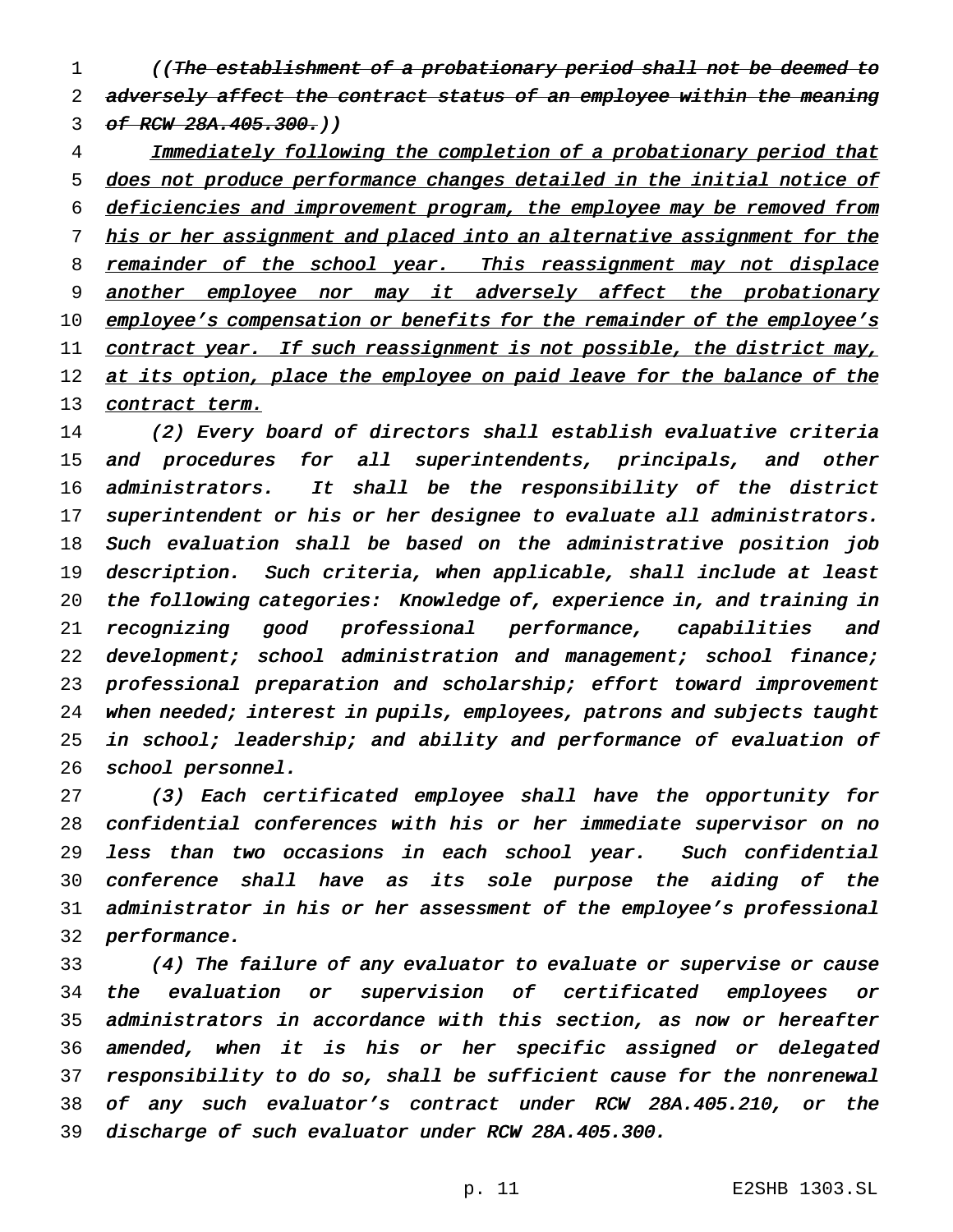((~~The establishment of a probationary period shall not be deemed to adversely affect the contract status of an employee within the meaning of RCW 28A.405.300.~~))

<u>Immediately following the completion of a probationary period that does not produce performance changes detailed in the initial notice of deficiencies and improvement program, the employee may be removed from his or her assignment and placed into an alternative assignment for the remainder of the school year. This reassignment may not displace another employee nor may it adversely affect the probationary employee's compensation or benefits for the remainder of the employee's contract year. If such reassignment is not possible, the district may, at its option, place the employee on paid leave for the balance of the contract term.</u>

(2) Every board of directors shall establish evaluative criteria and procedures for all superintendents, principals, and other administrators. It shall be the responsibility of the district superintendent or his or her designee to evaluate all administrators. Such evaluation shall be based on the administrative position job description. Such criteria, when applicable, shall include at least the following categories: Knowledge of, experience in, and training in recognizing good professional performance, capabilities and development; school administration and management; school finance; professional preparation and scholarship; effort toward improvement when needed; interest in pupils, employees, patrons and subjects taught in school; leadership; and ability and performance of evaluation of school personnel.

(3) Each certificated employee shall have the opportunity for confidential conferences with his or her immediate supervisor on no less than two occasions in each school year. Such confidential conference shall have as its sole purpose the aiding of the administrator in his or her assessment of the employee's professional performance.

(4) The failure of any evaluator to evaluate or supervise or cause the evaluation or supervision of certificated employees or administrators in accordance with this section, as now or hereafter amended, when it is his or her specific assigned or delegated responsibility to do so, shall be sufficient cause for the nonrenewal of any such evaluator's contract under RCW 28A.405.210, or the discharge of such evaluator under RCW 28A.405.300.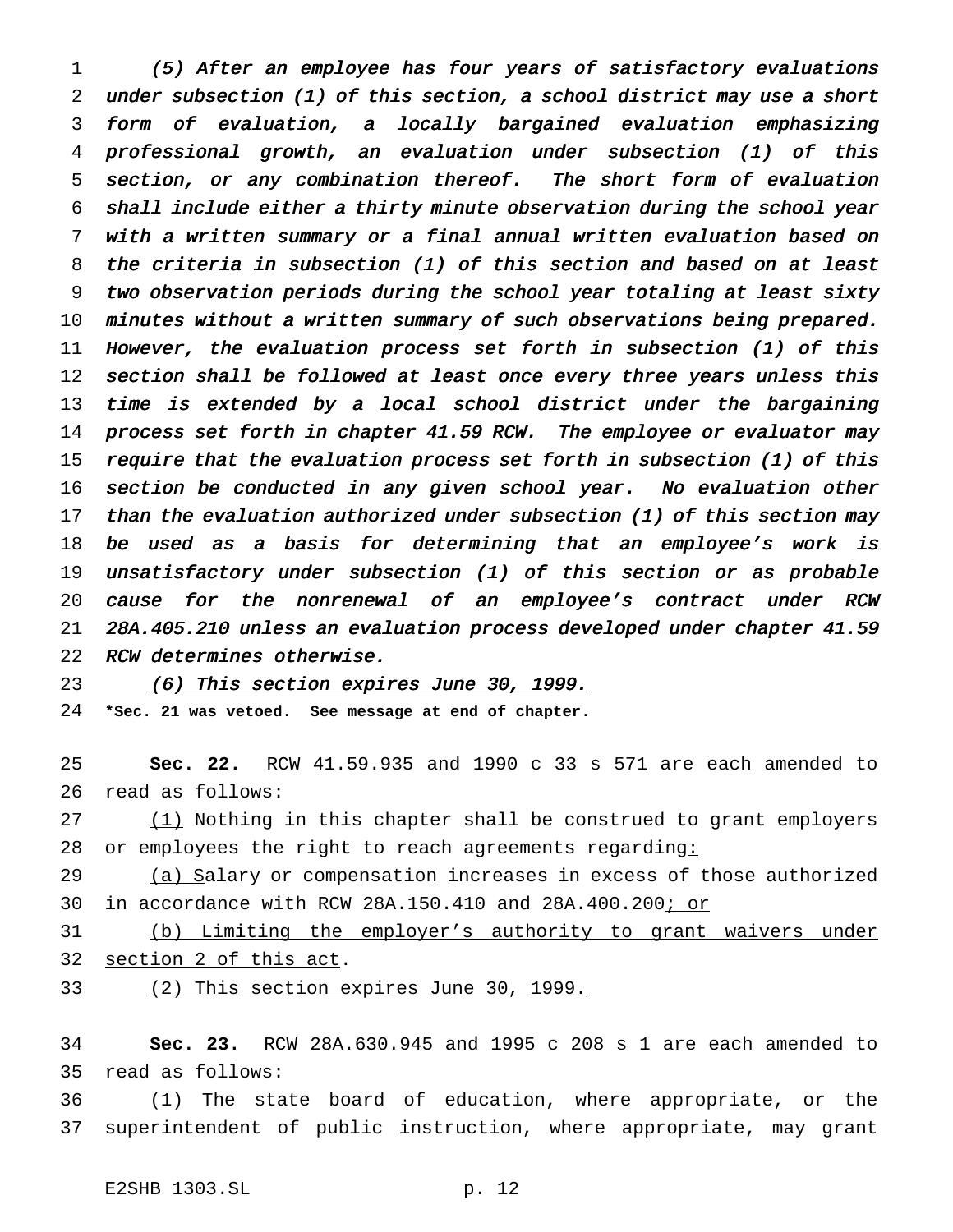*(5) After an employee has four years of satisfactory evaluations under subsection (1) of this section, a school district may use a short form of evaluation, a locally bargained evaluation emphasizing professional growth, an evaluation under subsection (1) of this section, or any combination thereof. The short form of evaluation shall include either a thirty minute observation during the school year with a written summary or a final annual written evaluation based on the criteria in subsection (1) of this section and based on at least two observation periods during the school year totaling at least sixty minutes without a written summary of such observations being prepared. However, the evaluation process set forth in subsection (1) of this section shall be followed at least once every three years unless this time is extended by a local school district under the bargaining process set forth in chapter 41.59 RCW. The employee or evaluator may require that the evaluation process set forth in subsection (1) of this section be conducted in any given school year. No evaluation other than the evaluation authorized under subsection (1) of this section may be used as a basis for determining that an employee's work is unsatisfactory under subsection (1) of this section or as probable cause for the nonrenewal of an employee's contract under RCW 28A.405.210 unless an evaluation process developed under chapter 41.59 RCW determines otherwise.*

*(6) This section expires June 30, 1999.*

**\*Sec. 21 was vetoed. See message at end of chapter.**

**Sec. 22.** RCW 41.59.935 and 1990 c 33 s 571 are each amended to read as follows:

(1) Nothing in this chapter shall be construed to grant employers or employees the right to reach agreements regarding:

(a) Salary or compensation increases in excess of those authorized in accordance with RCW 28A.150.410 and 28A.400.200; or

(b) Limiting the employer's authority to grant waivers under section 2 of this act.

(2) This section expires June 30, 1999.

**Sec. 23.** RCW 28A.630.945 and 1995 c 208 s 1 are each amended to read as follows:

(1) The state board of education, where appropriate, or the superintendent of public instruction, where appropriate, may grant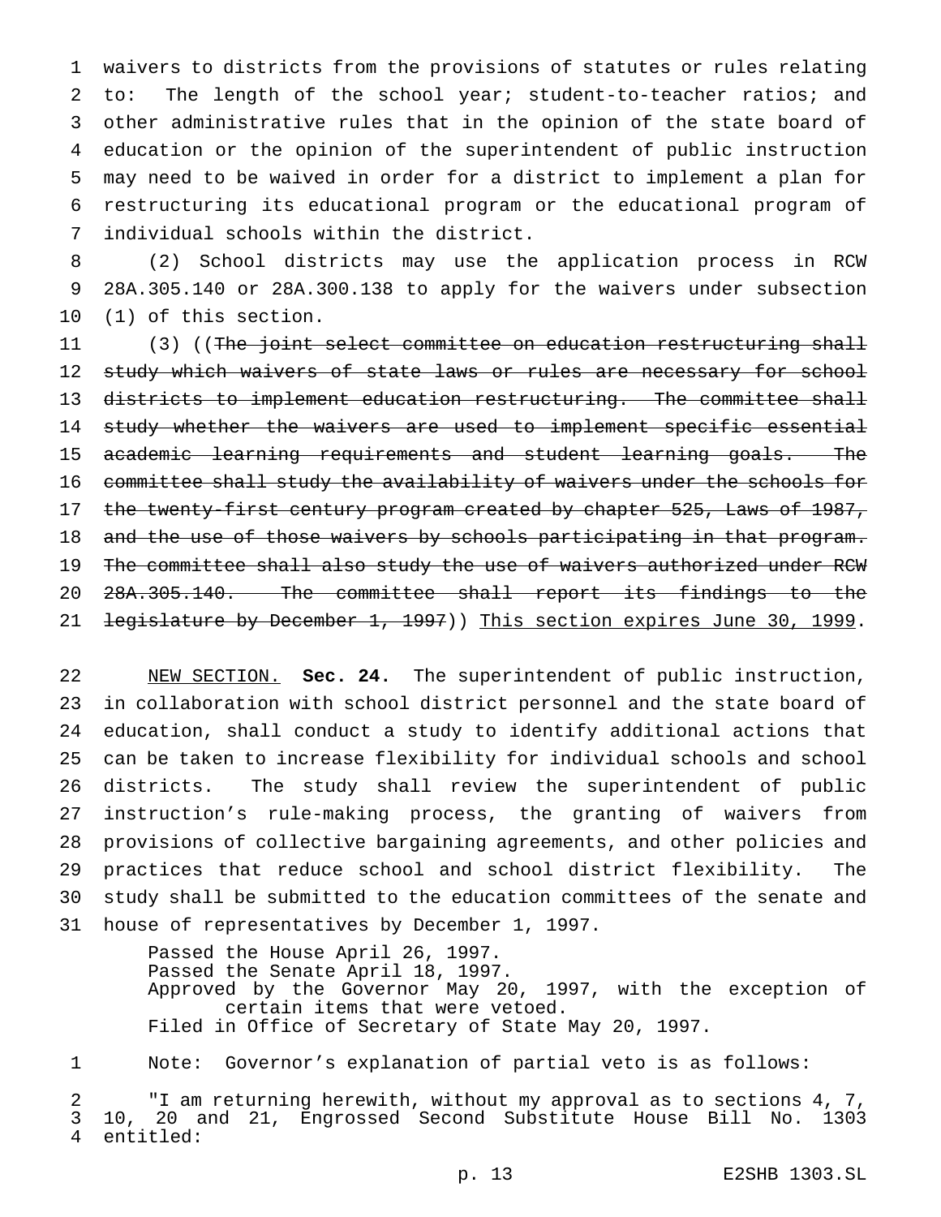waivers to districts from the provisions of statutes or rules relating to: The length of the school year; student-to-teacher ratios; and other administrative rules that in the opinion of the state board of education or the opinion of the superintendent of public instruction may need to be waived in order for a district to implement a plan for restructuring its educational program or the educational program of individual schools within the district.

(2) School districts may use the application process in RCW 28A.305.140 or 28A.300.138 to apply for the waivers under subsection (1) of this section.

(3) ((~~The joint select committee on education restructuring shall study which waivers of state laws or rules are necessary for school districts to implement education restructuring. The committee shall study whether the waivers are used to implement specific essential academic learning requirements and student learning goals. The committee shall study the availability of waivers under the schools for the twenty-first century program created by chapter 525, Laws of 1987, and the use of those waivers by schools participating in that program. The committee shall also study the use of waivers authorized under RCW 28A.305.140. The committee shall report its findings to the legislature by December 1, 1997~~)) <u>This section expires June 30, 1999</u>.

<u>NEW SECTION.</u> **Sec. 24.** The superintendent of public instruction, in collaboration with school district personnel and the state board of education, shall conduct a study to identify additional actions that can be taken to increase flexibility for individual schools and school districts. The study shall review the superintendent of public instruction's rule-making process, the granting of waivers from provisions of collective bargaining agreements, and other policies and practices that reduce school and school district flexibility. The study shall be submitted to the education committees of the senate and house of representatives by December 1, 1997.

Passed the House April 26, 1997.
Passed the Senate April 18, 1997.
Approved by the Governor May 20, 1997, with the exception of certain items that were vetoed.
Filed in Office of Secretary of State May 20, 1997.

Note: Governor's explanation of partial veto is as follows:

"I am returning herewith, without my approval as to sections 4, 7, 10, 20 and 21, Engrossed Second Substitute House Bill No. 1303 entitled: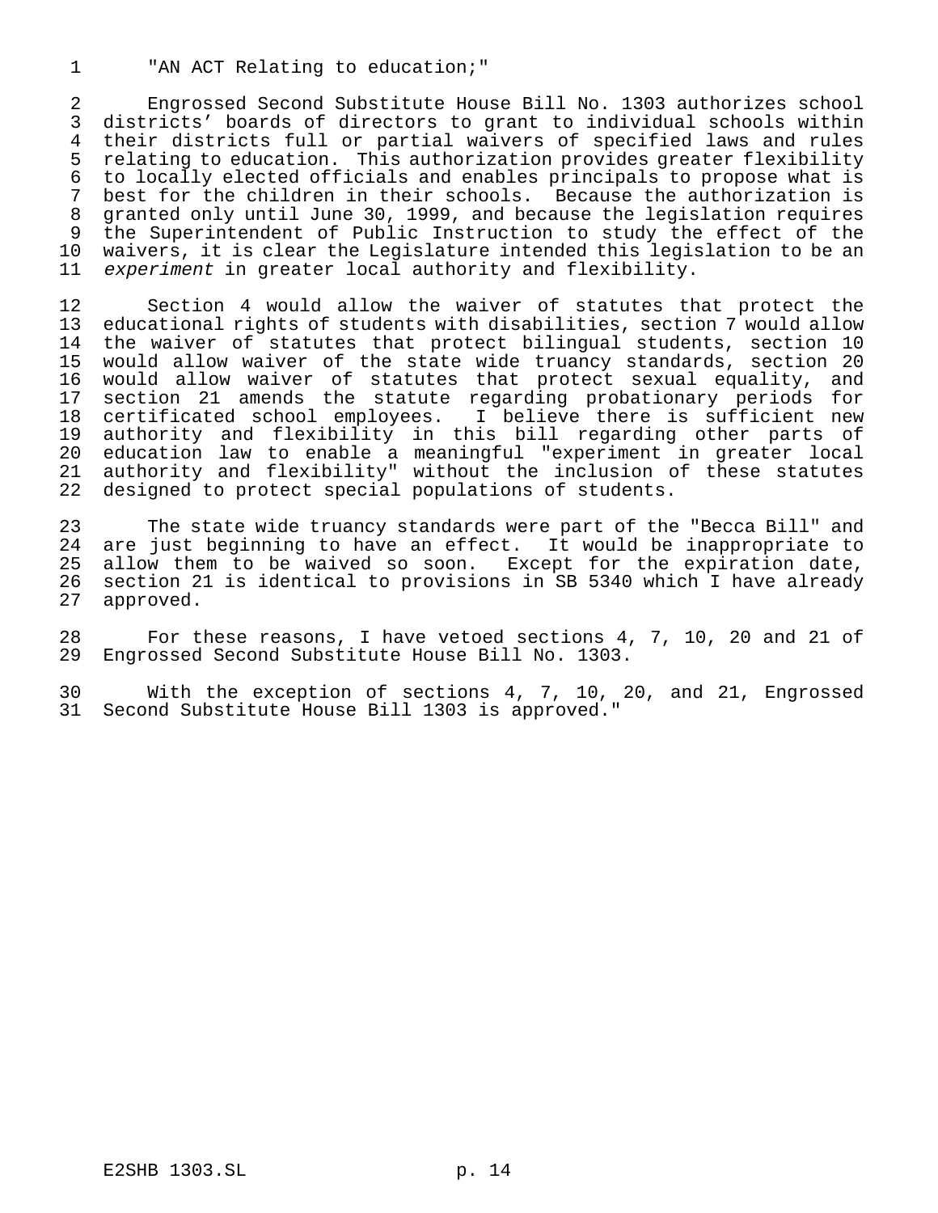"AN ACT Relating to education;"

Engrossed Second Substitute House Bill No. 1303 authorizes school districts' boards of directors to grant to individual schools within their districts full or partial waivers of specified laws and rules relating to education. This authorization provides greater flexibility to locally elected officials and enables principals to propose what is best for the children in their schools. Because the authorization is granted only until June 30, 1999, and because the legislation requires the Superintendent of Public Instruction to study the effect of the waivers, it is clear the Legislature intended this legislation to be an *experiment* in greater local authority and flexibility.

Section 4 would allow the waiver of statutes that protect the educational rights of students with disabilities, section 7 would allow the waiver of statutes that protect bilingual students, section 10 would allow waiver of the state wide truancy standards, section 20 would allow waiver of statutes that protect sexual equality, and section 21 amends the statute regarding probationary periods for certificated school employees. I believe there is sufficient new authority and flexibility in this bill regarding other parts of education law to enable a meaningful "experiment in greater local authority and flexibility" without the inclusion of these statutes designed to protect special populations of students.

The state wide truancy standards were part of the "Becca Bill" and are just beginning to have an effect. It would be inappropriate to allow them to be waived so soon. Except for the expiration date, section 21 is identical to provisions in SB 5340 which I have already approved.

For these reasons, I have vetoed sections 4, 7, 10, 20 and 21 of Engrossed Second Substitute House Bill No. 1303.

With the exception of sections 4, 7, 10, 20, and 21, Engrossed Second Substitute House Bill 1303 is approved."